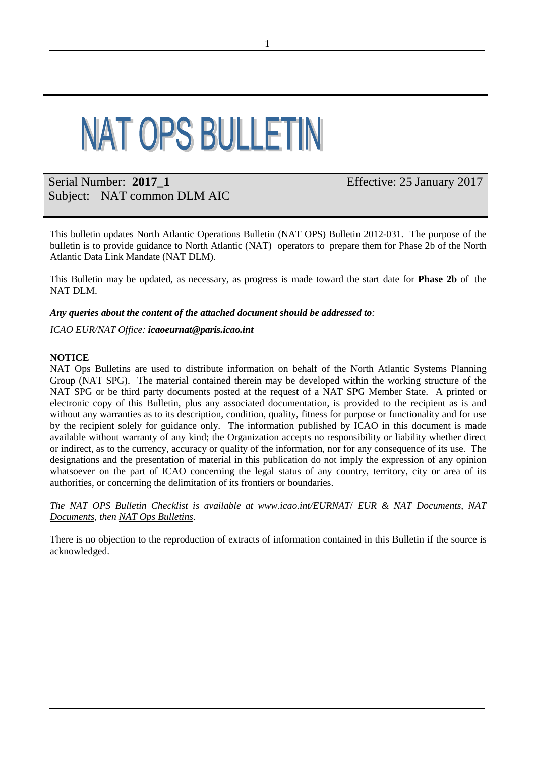# NAT OPS BULLETIN

Serial Number: **2017_1** Effective: 25 January 2017

Subject: NAT common DLM AIC

This bulletin updates North Atlantic Operations Bulletin (NAT OPS) Bulletin 2012-031. The purpose of the bulletin is to provide guidance to North Atlantic (NAT) operators to prepare them for Phase 2b of the North Atlantic Data Link Mandate (NAT DLM).

This Bulletin may be updated, as necessary, as progress is made toward the start date for **Phase 2b** of the NAT DLM.

***Any queries about the content of the attached document should be addressed to:***

*ICAO EUR/NAT Office:* ***icaoeurnat@paris.icao.int***

**NOTICE**

NAT Ops Bulletins are used to distribute information on behalf of the North Atlantic Systems Planning Group (NAT SPG). The material contained therein may be developed within the working structure of the NAT SPG or be third party documents posted at the request of a NAT SPG Member State. A printed or electronic copy of this Bulletin, plus any associated documentation, is provided to the recipient as is and without any warranties as to its description, condition, quality, fitness for purpose or functionality and for use by the recipient solely for guidance only. The information published by ICAO in this document is made available without warranty of any kind; the Organization accepts no responsibility or liability whether direct or indirect, as to the currency, accuracy or quality of the information, nor for any consequence of its use. The designations and the presentation of material in this publication do not imply the expression of any opinion whatsoever on the part of ICAO concerning the legal status of any country, territory, city or area of its authorities, or concerning the delimitation of its frontiers or boundaries.

*The NAT OPS Bulletin Checklist is available at www.icao.int/EURNAT/ EUR & NAT Documents, NAT Documents, then NAT Ops Bulletins.*

There is no objection to the reproduction of extracts of information contained in this Bulletin if the source is acknowledged.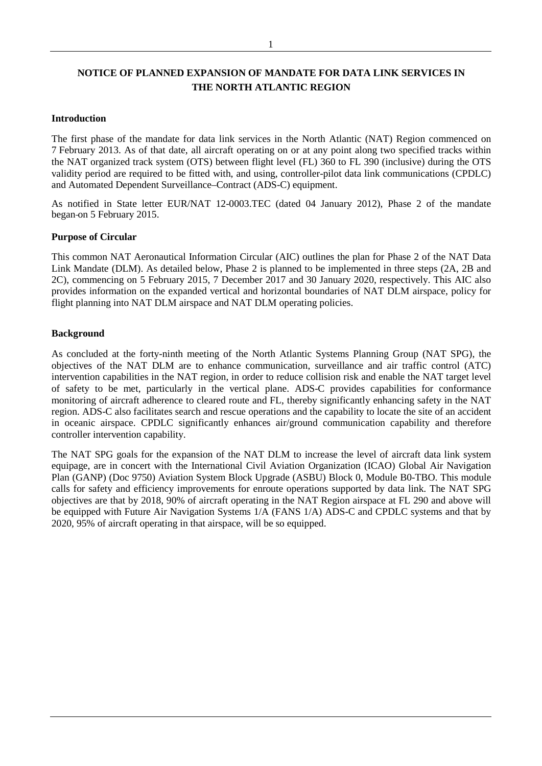**NOTICE OF PLANNED EXPANSION OF MANDATE FOR DATA LINK SERVICES IN THE NORTH ATLANTIC REGION**

**Introduction**

The first phase of the mandate for data link services in the North Atlantic (NAT) Region commenced on 7 February 2013. As of that date, all aircraft operating on or at any point along two specified tracks within the NAT organized track system (OTS) between flight level (FL) 360 to FL 390 (inclusive) during the OTS validity period are required to be fitted with, and using, controller-pilot data link communications (CPDLC) and Automated Dependent Surveillance–Contract (ADS-C) equipment.

As notified in State letter EUR/NAT 12-0003.TEC (dated 04 January 2012), Phase 2 of the mandate began on 5 February 2015.

**Purpose of Circular**

This common NAT Aeronautical Information Circular (AIC) outlines the plan for Phase 2 of the NAT Data Link Mandate (DLM). As detailed below, Phase 2 is planned to be implemented in three steps (2A, 2B and 2C), commencing on 5 February 2015, 7 December 2017 and 30 January 2020, respectively. This AIC also provides information on the expanded vertical and horizontal boundaries of NAT DLM airspace, policy for flight planning into NAT DLM airspace and NAT DLM operating policies.

**Background**

As concluded at the forty-ninth meeting of the North Atlantic Systems Planning Group (NAT SPG), the objectives of the NAT DLM are to enhance communication, surveillance and air traffic control (ATC) intervention capabilities in the NAT region, in order to reduce collision risk and enable the NAT target level of safety to be met, particularly in the vertical plane. ADS-C provides capabilities for conformance monitoring of aircraft adherence to cleared route and FL, thereby significantly enhancing safety in the NAT region. ADS-C also facilitates search and rescue operations and the capability to locate the site of an accident in oceanic airspace. CPDLC significantly enhances air/ground communication capability and therefore controller intervention capability.

The NAT SPG goals for the expansion of the NAT DLM to increase the level of aircraft data link system equipage, are in concert with the International Civil Aviation Organization (ICAO) Global Air Navigation Plan (GANP) (Doc 9750) Aviation System Block Upgrade (ASBU) Block 0, Module B0-TBO. This module calls for safety and efficiency improvements for enroute operations supported by data link. The NAT SPG objectives are that by 2018, 90% of aircraft operating in the NAT Region airspace at FL 290 and above will be equipped with Future Air Navigation Systems 1/A (FANS 1/A) ADS-C and CPDLC systems and that by 2020, 95% of aircraft operating in that airspace, will be so equipped.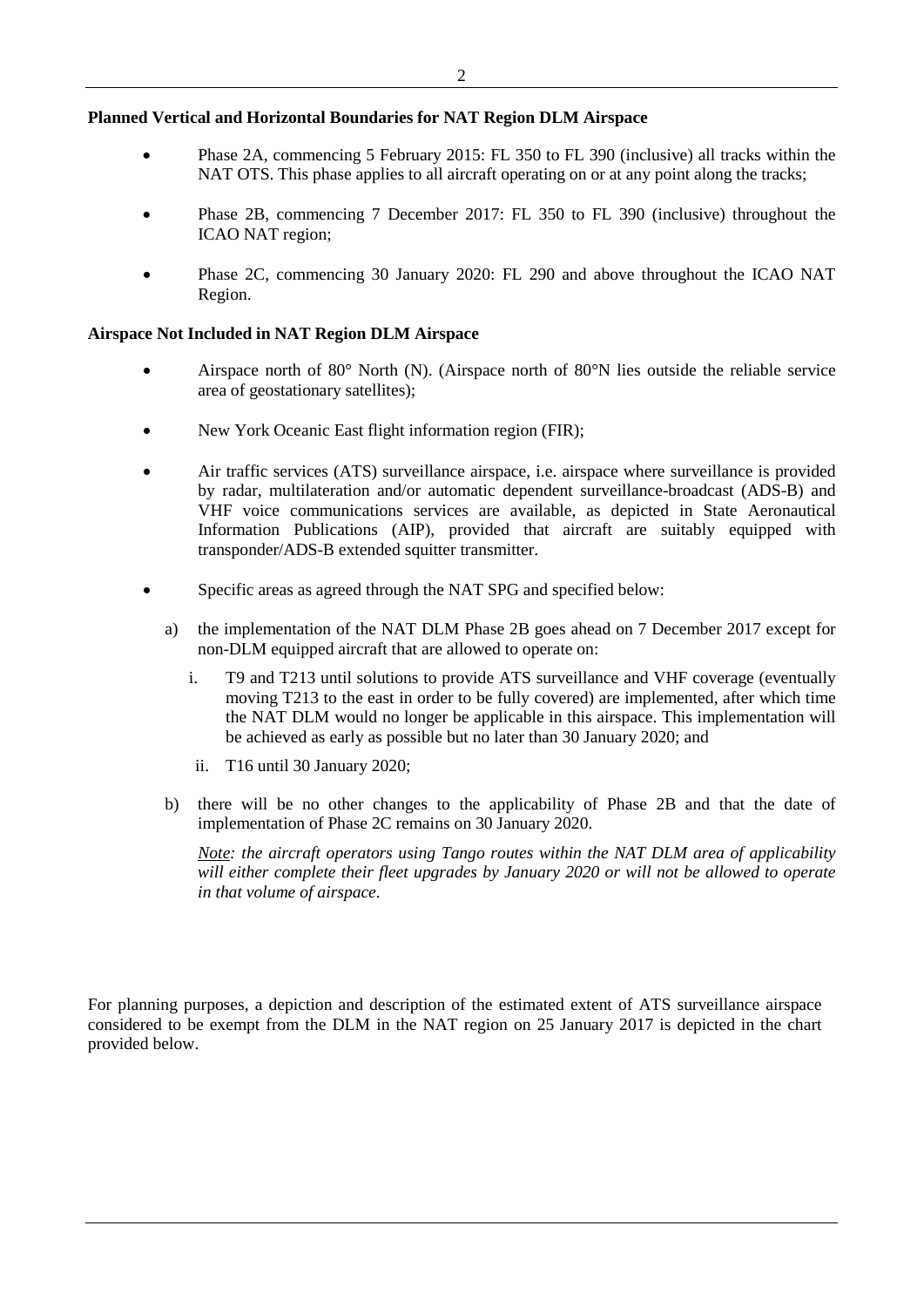**Planned Vertical and Horizontal Boundaries for NAT Region DLM Airspace**

- Phase 2A, commencing 5 February 2015: FL 350 to FL 390 (inclusive) all tracks within the NAT OTS. This phase applies to all aircraft operating on or at any point along the tracks;
- Phase 2B, commencing 7 December 2017: FL 350 to FL 390 (inclusive) throughout the ICAO NAT region;
- Phase 2C, commencing 30 January 2020: FL 290 and above throughout the ICAO NAT Region.

**Airspace Not Included in NAT Region DLM Airspace**

- Airspace north of 80° North (N). (Airspace north of 80°N lies outside the reliable service area of geostationary satellites);
- New York Oceanic East flight information region (FIR);
- Air traffic services (ATS) surveillance airspace, i.e. airspace where surveillance is provided by radar, multilateration and/or automatic dependent surveillance-broadcast (ADS-B) and VHF voice communications services are available, as depicted in State Aeronautical Information Publications (AIP), provided that aircraft are suitably equipped with transponder/ADS-B extended squitter transmitter.
- Specific areas as agreed through the NAT SPG and specified below:

    a) the implementation of the NAT DLM Phase 2B goes ahead on 7 December 2017 except for non-DLM equipped aircraft that are allowed to operate on:

    i. T9 and T213 until solutions to provide ATS surveillance and VHF coverage (eventually moving T213 to the east in order to be fully covered) are implemented, after which time the NAT DLM would no longer be applicable in this airspace. This implementation will be achieved as early as possible but no later than 30 January 2020; and

    ii. T16 until 30 January 2020;

    b) there will be no other changes to the applicability of Phase 2B and that the date of implementation of Phase 2C remains on 30 January 2020.

    *Note: the aircraft operators using Tango routes within the NAT DLM area of applicability will either complete their fleet upgrades by January 2020 or will not be allowed to operate in that volume of airspace.*

For planning purposes, a depiction and description of the estimated extent of ATS surveillance airspace considered to be exempt from the DLM in the NAT region on 25 January 2017 is depicted in the chart provided below.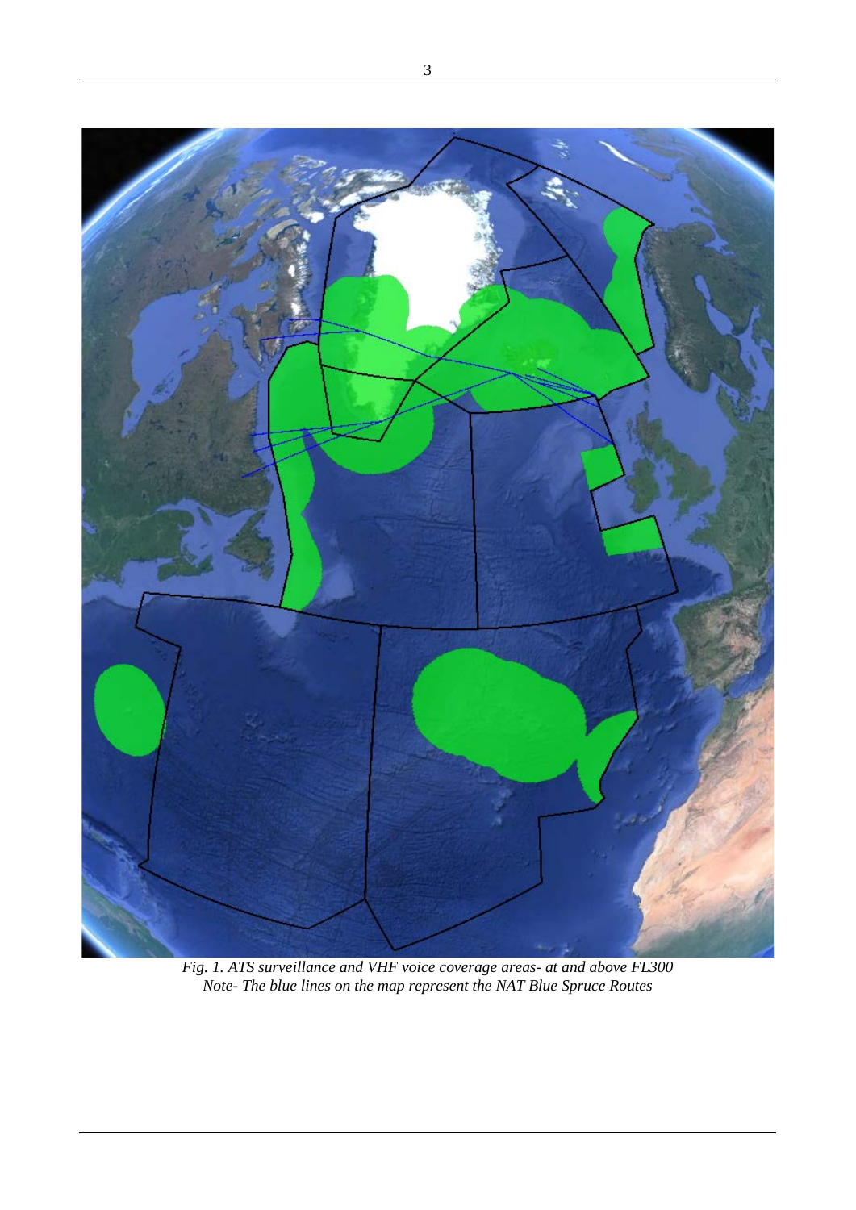*Fig. 1. ATS surveillance and VHF voice coverage areas- at and above FL300*
*Note- The blue lines on the map represent the NAT Blue Spruce Routes*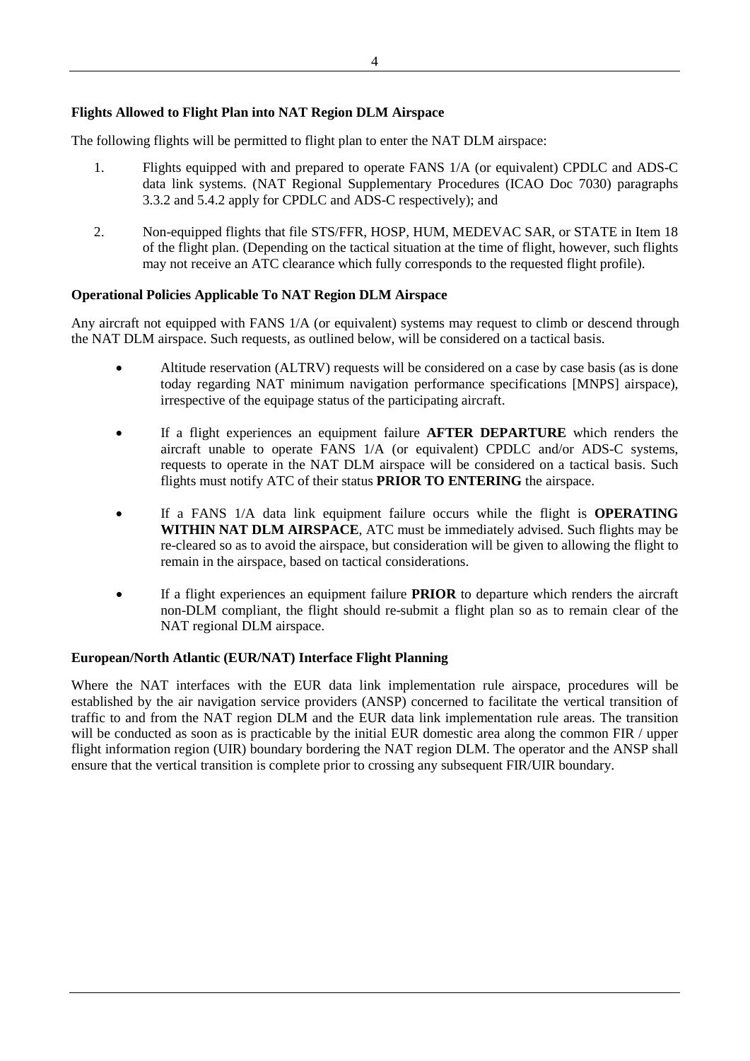**Flights Allowed to Flight Plan into NAT Region DLM Airspace**

The following flights will be permitted to flight plan to enter the NAT DLM airspace:

1. Flights equipped with and prepared to operate FANS 1/A (or equivalent) CPDLC and ADS-C data link systems. (NAT Regional Supplementary Procedures (ICAO Doc 7030) paragraphs 3.3.2 and 5.4.2 apply for CPDLC and ADS-C respectively); and

2. Non-equipped flights that file STS/FFR, HOSP, HUM, MEDEVAC SAR, or STATE in Item 18 of the flight plan. (Depending on the tactical situation at the time of flight, however, such flights may not receive an ATC clearance which fully corresponds to the requested flight profile).

**Operational Policies Applicable To NAT Region DLM Airspace**

Any aircraft not equipped with FANS 1/A (or equivalent) systems may request to climb or descend through the NAT DLM airspace. Such requests, as outlined below, will be considered on a tactical basis.

- Altitude reservation (ALTRV) requests will be considered on a case by case basis (as is done today regarding NAT minimum navigation performance specifications [MNPS] airspace), irrespective of the equipage status of the participating aircraft.

- If a flight experiences an equipment failure **AFTER DEPARTURE** which renders the aircraft unable to operate FANS 1/A (or equivalent) CPDLC and/or ADS-C systems, requests to operate in the NAT DLM airspace will be considered on a tactical basis. Such flights must notify ATC of their status **PRIOR TO ENTERING** the airspace.

- If a FANS 1/A data link equipment failure occurs while the flight is **OPERATING WITHIN NAT DLM AIRSPACE**, ATC must be immediately advised. Such flights may be re-cleared so as to avoid the airspace, but consideration will be given to allowing the flight to remain in the airspace, based on tactical considerations.

- If a flight experiences an equipment failure **PRIOR** to departure which renders the aircraft non-DLM compliant, the flight should re-submit a flight plan so as to remain clear of the NAT regional DLM airspace.

**European/North Atlantic (EUR/NAT) Interface Flight Planning**

Where the NAT interfaces with the EUR data link implementation rule airspace, procedures will be established by the air navigation service providers (ANSP) concerned to facilitate the vertical transition of traffic to and from the NAT region DLM and the EUR data link implementation rule areas. The transition will be conducted as soon as is practicable by the initial EUR domestic area along the common FIR / upper flight information region (UIR) boundary bordering the NAT region DLM. The operator and the ANSP shall ensure that the vertical transition is complete prior to crossing any subsequent FIR/UIR boundary.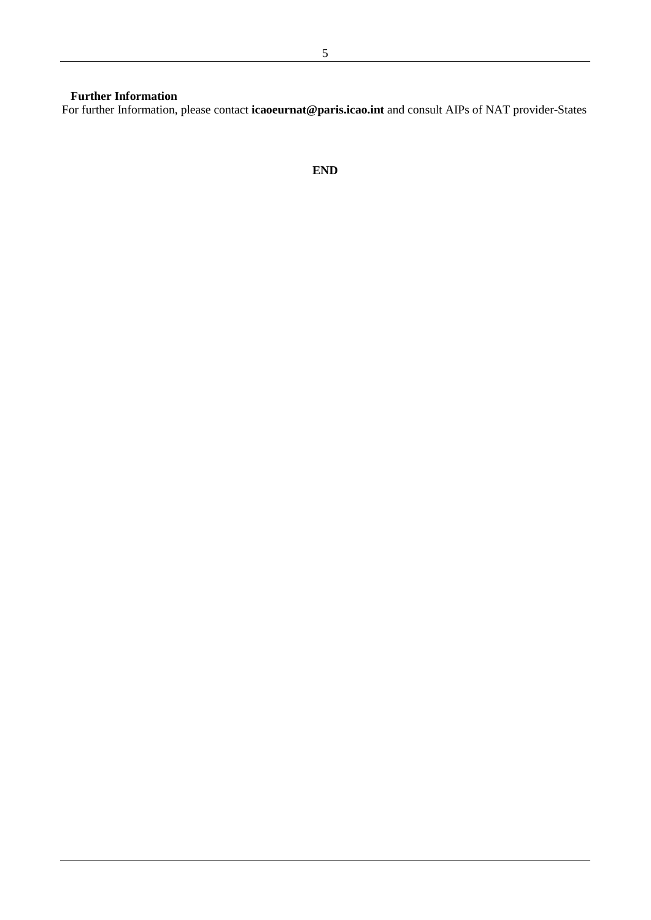**Further Information**

For further Information, please contact **icaoeurnat@paris.icao.int** and consult AIPs of NAT provider-States

**END**